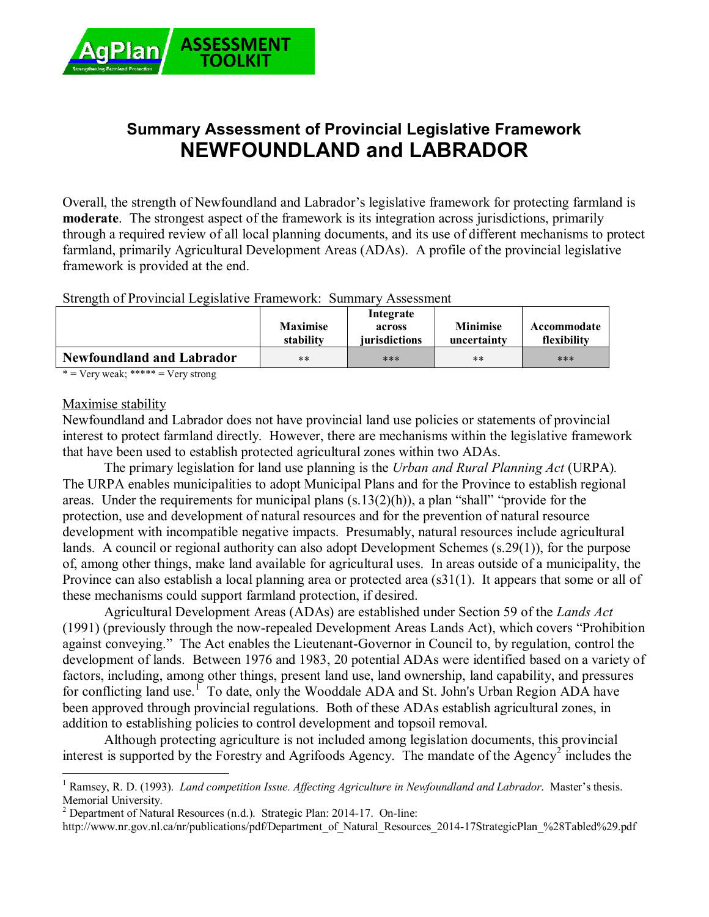AgPlan ASSESSMENT TOOLKIT

# Summary Assessment of Provincial Legislative Framework
# NEWFOUNDLAND and LABRADOR

Overall, the strength of Newfoundland and Labrador's legislative framework for protecting farmland is **moderate**. The strongest aspect of the framework is its integration across jurisdictions, primarily through a required review of all local planning documents, and its use of different mechanisms to protect farmland, primarily Agricultural Development Areas (ADAs). A profile of the provincial legislative framework is provided at the end.

Strength of Provincial Legislative Framework: Summary Assessment

| | Maximise stability | Integrate across jurisdictions | Minimise uncertainty | Accommodate flexibility |
|---|---|---|---|---|
| **Newfoundland and Labrador** | ** | *** | ** | *** |

* = Very weak; ***** = Very strong

## Maximise stability

Newfoundland and Labrador does not have provincial land use policies or statements of provincial interest to protect farmland directly. However, there are mechanisms within the legislative framework that have been used to establish protected agricultural zones within two ADAs.

The primary legislation for land use planning is the *Urban and Rural Planning Act* (URPA). The URPA enables municipalities to adopt Municipal Plans and for the Province to establish regional areas. Under the requirements for municipal plans (s.13(2)(h)), a plan "shall" "provide for the protection, use and development of natural resources and for the prevention of natural resource development with incompatible negative impacts. Presumably, natural resources include agricultural lands. A council or regional authority can also adopt Development Schemes (s.29(1)), for the purpose of, among other things, make land available for agricultural uses. In areas outside of a municipality, the Province can also establish a local planning area or protected area (s31(1). It appears that some or all of these mechanisms could support farmland protection, if desired.

Agricultural Development Areas (ADAs) are established under Section 59 of the *Lands Act* (1991) (previously through the now-repealed Development Areas Lands Act), which covers "Prohibition against conveying." The Act enables the Lieutenant-Governor in Council to, by regulation, control the development of lands. Between 1976 and 1983, 20 potential ADAs were identified based on a variety of factors, including, among other things, present land use, land ownership, land capability, and pressures for conflicting land use.[1] To date, only the Wooddale ADA and St. John's Urban Region ADA have been approved through provincial regulations. Both of these ADAs establish agricultural zones, in addition to establishing policies to control development and topsoil removal.

Although protecting agriculture is not included among legislation documents, this provincial interest is supported by the Forestry and Agrifoods Agency. The mandate of the Agency[2] includes the

---

[1] Ramsey, R. D. (1993). *Land competition Issue. Affecting Agriculture in Newfoundland and Labrador*. Master's thesis. Memorial University.

[2] Department of Natural Resources (n.d.). Strategic Plan: 2014-17. On-line: http://www.nr.gov.nl.ca/nr/publications/pdf/Department_of_Natural_Resources_2014-17StrategicPlan_%28Tabled%29.pdf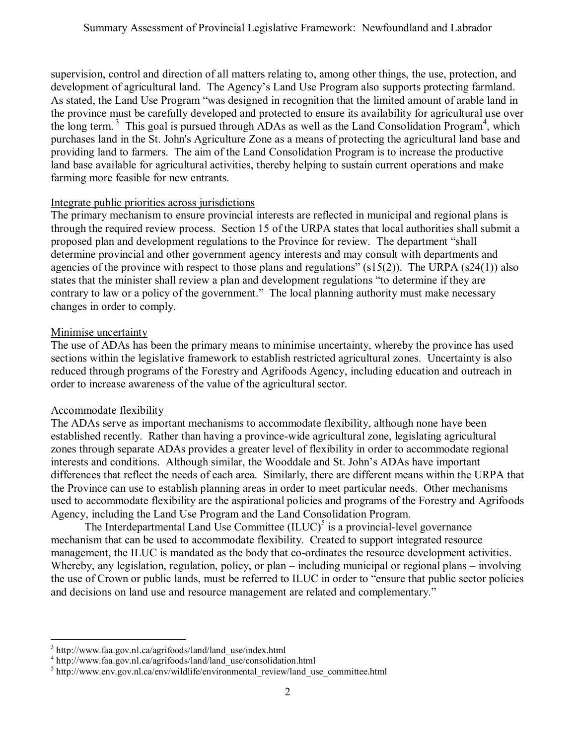supervision, control and direction of all matters relating to, among other things, the use, protection, and development of agricultural land. The Agency's Land Use Program also supports protecting farmland. As stated, the Land Use Program "was designed in recognition that the limited amount of arable land in the province must be carefully developed and protected to ensure its availability for agricultural use over the long term.[3] This goal is pursued through ADAs as well as the Land Consolidation Program[4], which purchases land in the St. John's Agriculture Zone as a means of protecting the agricultural land base and providing land to farmers. The aim of the Land Consolidation Program is to increase the productive land base available for agricultural activities, thereby helping to sustain current operations and make farming more feasible for new entrants.

Integrate public priorities across jurisdictions

The primary mechanism to ensure provincial interests are reflected in municipal and regional plans is through the required review process. Section 15 of the URPA states that local authorities shall submit a proposed plan and development regulations to the Province for review. The department "shall determine provincial and other government agency interests and may consult with departments and agencies of the province with respect to those plans and regulations" (s15(2)). The URPA (s24(1)) also states that the minister shall review a plan and development regulations "to determine if they are contrary to law or a policy of the government." The local planning authority must make necessary changes in order to comply.

Minimise uncertainty

The use of ADAs has been the primary means to minimise uncertainty, whereby the province has used sections within the legislative framework to establish restricted agricultural zones. Uncertainty is also reduced through programs of the Forestry and Agrifoods Agency, including education and outreach in order to increase awareness of the value of the agricultural sector.

Accommodate flexibility

The ADAs serve as important mechanisms to accommodate flexibility, although none have been established recently. Rather than having a province-wide agricultural zone, legislating agricultural zones through separate ADAs provides a greater level of flexibility in order to accommodate regional interests and conditions. Although similar, the Wooddale and St. John's ADAs have important differences that reflect the needs of each area. Similarly, there are different means within the URPA that the Province can use to establish planning areas in order to meet particular needs. Other mechanisms used to accommodate flexibility are the aspirational policies and programs of the Forestry and Agrifoods Agency, including the Land Use Program and the Land Consolidation Program.

The Interdepartmental Land Use Committee (ILUC)[5] is a provincial-level governance mechanism that can be used to accommodate flexibility. Created to support integrated resource management, the ILUC is mandated as the body that co-ordinates the resource development activities. Whereby, any legislation, regulation, policy, or plan – including municipal or regional plans – involving the use of Crown or public lands, must be referred to ILUC in order to "ensure that public sector policies and decisions on land use and resource management are related and complementary."

---

[3] http://www.faa.gov.nl.ca/agrifoods/land/land_use/index.html

[4] http://www.faa.gov.nl.ca/agrifoods/land/land_use/consolidation.html

[5] http://www.env.gov.nl.ca/env/wildlife/environmental_review/land_use_committee.html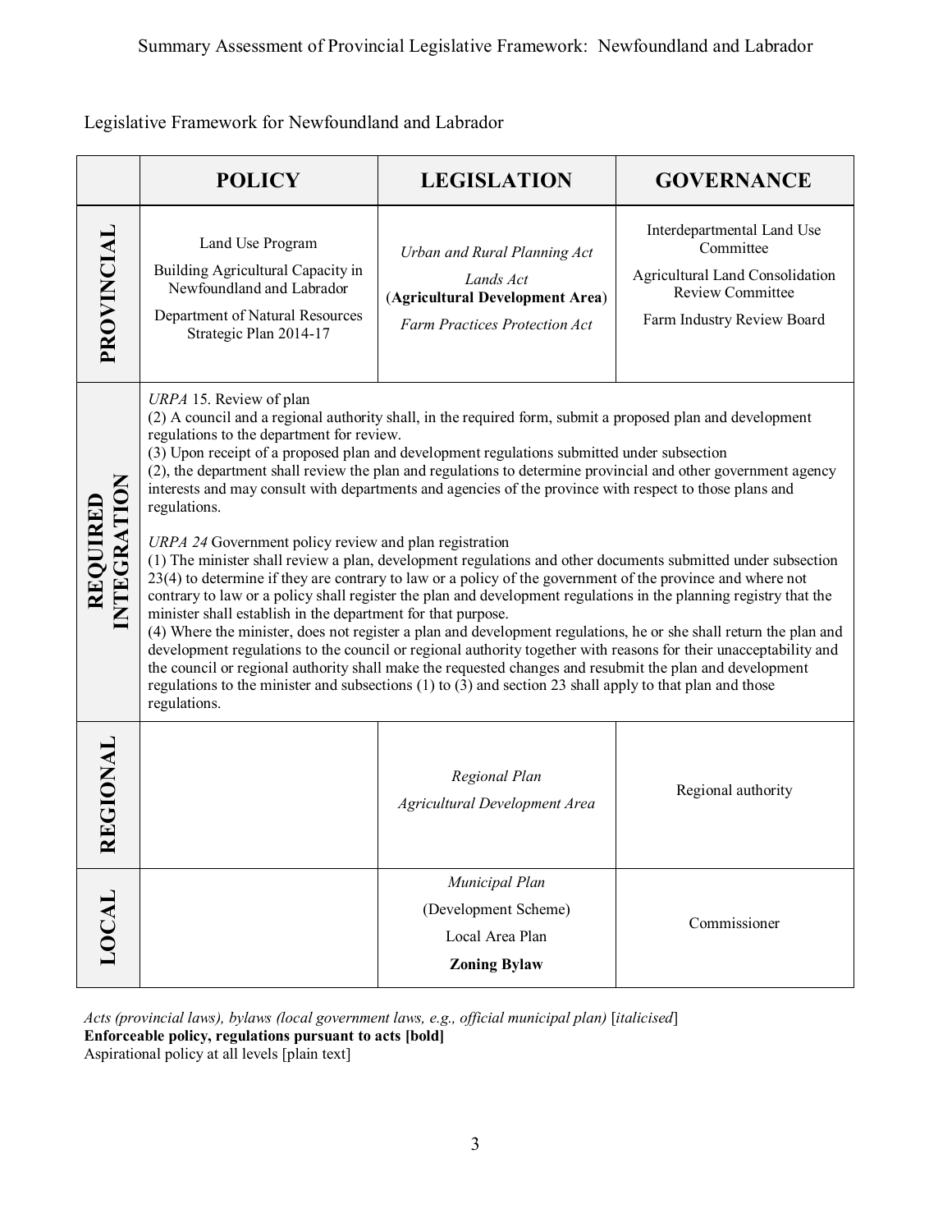Legislative Framework for Newfoundland and Labrador

| | POLICY | LEGISLATION | GOVERNANCE |
|---|---|---|---|
| **PROVINCIAL** | Land Use Program<br>Building Agricultural Capacity in Newfoundland and Labrador<br>Department of Natural Resources Strategic Plan 2014-17 | *Urban and Rural Planning Act*<br>*Lands Act*<br>(**Agricultural Development Area**)<br>*Farm Practices Protection Act* | Interdepartmental Land Use Committee<br>Agricultural Land Consolidation Review Committee<br>Farm Industry Review Board |
| **REQUIRED INTEGRATION** | *URPA* 15. Review of plan<br>(2) A council and a regional authority shall, in the required form, submit a proposed plan and development regulations to the department for review.<br>(3) Upon receipt of a proposed plan and development regulations submitted under subsection (2), the department shall review the plan and regulations to determine provincial and other government agency interests and may consult with departments and agencies of the province with respect to those plans and regulations.<br><br>*URPA 24* Government policy review and plan registration<br>(1) The minister shall review a plan, development regulations and other documents submitted under subsection 23(4) to determine if they are contrary to law or a policy of the government of the province and where not contrary to law or a policy shall register the plan and development regulations in the planning registry that the minister shall establish in the department for that purpose.<br>(4) Where the minister, does not register a plan and development regulations, he or she shall return the plan and development regulations to the council or regional authority together with reasons for their unacceptability and the council or regional authority shall make the requested changes and resubmit the plan and development regulations to the minister and subsections (1) to (3) and section 23 shall apply to that plan and those regulations. | | |
| **REGIONAL** | | *Regional Plan*<br>*Agricultural Development Area* | Regional authority |
| **LOCAL** | | *Municipal Plan*<br>(Development Scheme)<br>Local Area Plan<br>**Zoning Bylaw** | Commissioner |

*Acts (provincial laws), bylaws (local government laws, e.g., official municipal plan)* [*italicised*]
**Enforceable policy, regulations pursuant to acts [bold]**
Aspirational policy at all levels [plain text]